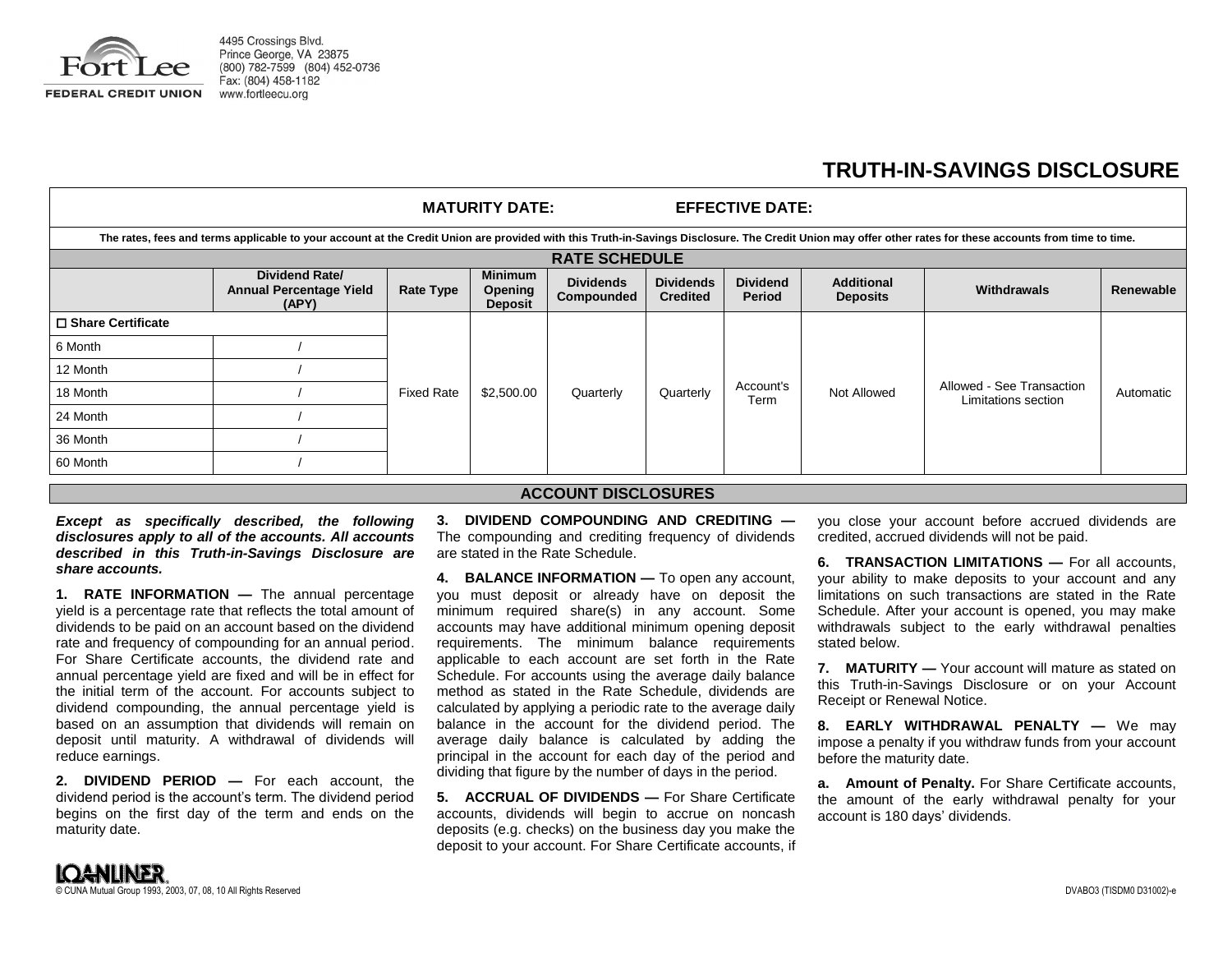Fort Lee
FEDERAL CREDIT UNION

4495 Crossings Blvd.
Prince George, VA 23875
(800) 782-7599 (804) 452-0736
Fax: (804) 458-1182
www.fortleecu.org

# TRUTH-IN-SAVINGS DISCLOSURE

**MATURITY DATE:** **EFFECTIVE DATE:**

**The rates, fees and terms applicable to your account at the Credit Union are provided with this Truth-in-Savings Disclosure. The Credit Union may offer other rates for these accounts from time to time.**

## RATE SCHEDULE

| | Dividend Rate/ Annual Percentage Yield (APY) | Rate Type | Minimum Opening Deposit | Dividends Compounded | Dividends Credited | Dividend Period | Additional Deposits | Withdrawals | Renewable |
|---|---|---|---|---|---|---|---|---|---|
| ☐ **Share Certificate** | | Fixed Rate | $2,500.00 | Quarterly | Quarterly | Account's Term | Not Allowed | Allowed - See Transaction Limitations section | Automatic |
| 6 Month | / | | | | | | | | |
| 12 Month | / | | | | | | | | |
| 18 Month | / | | | | | | | | |
| 24 Month | / | | | | | | | | |
| 36 Month | / | | | | | | | | |
| 60 Month | / | | | | | | | | |

## ACCOUNT DISCLOSURES

***Except as specifically described, the following disclosures apply to all of the accounts. All accounts described in this Truth-in-Savings Disclosure are share accounts.***

**1. RATE INFORMATION —** The annual percentage yield is a percentage rate that reflects the total amount of dividends to be paid on an account based on the dividend rate and frequency of compounding for an annual period. For Share Certificate accounts, the dividend rate and annual percentage yield are fixed and will be in effect for the initial term of the account. For accounts subject to dividend compounding, the annual percentage yield is based on an assumption that dividends will remain on deposit until maturity. A withdrawal of dividends will reduce earnings.

**2. DIVIDEND PERIOD —** For each account, the dividend period is the account's term. The dividend period begins on the first day of the term and ends on the maturity date.

**3. DIVIDEND COMPOUNDING AND CREDITING —** The compounding and crediting frequency of dividends are stated in the Rate Schedule.

**4. BALANCE INFORMATION —** To open any account, you must deposit or already have on deposit the minimum required share(s) in any account. Some accounts may have additional minimum opening deposit requirements. The minimum balance requirements applicable to each account are set forth in the Rate Schedule. For accounts using the average daily balance method as stated in the Rate Schedule, dividends are calculated by applying a periodic rate to the average daily balance in the account for the dividend period. The average daily balance is calculated by adding the principal in the account for each day of the period and dividing that figure by the number of days in the period.

**5. ACCRUAL OF DIVIDENDS —** For Share Certificate accounts, dividends will begin to accrue on noncash deposits (e.g. checks) on the business day you make the deposit to your account. For Share Certificate accounts, if you close your account before accrued dividends are credited, accrued dividends will not be paid.

**6. TRANSACTION LIMITATIONS —** For all accounts, your ability to make deposits to your account and any limitations on such transactions are stated in the Rate Schedule. After your account is opened, you may make withdrawals subject to the early withdrawal penalties stated below.

**7. MATURITY —** Your account will mature as stated on this Truth-in-Savings Disclosure or on your Account Receipt or Renewal Notice.

**8. EARLY WITHDRAWAL PENALTY —** We may impose a penalty if you withdraw funds from your account before the maturity date.

**a. Amount of Penalty.** For Share Certificate accounts, the amount of the early withdrawal penalty for your account is 180 days' dividends.

LOANLINER
© CUNA Mutual Group 1993, 2003, 07, 08, 10 All Rights Reserved

DVABO3 (TISDM0 D31002)-e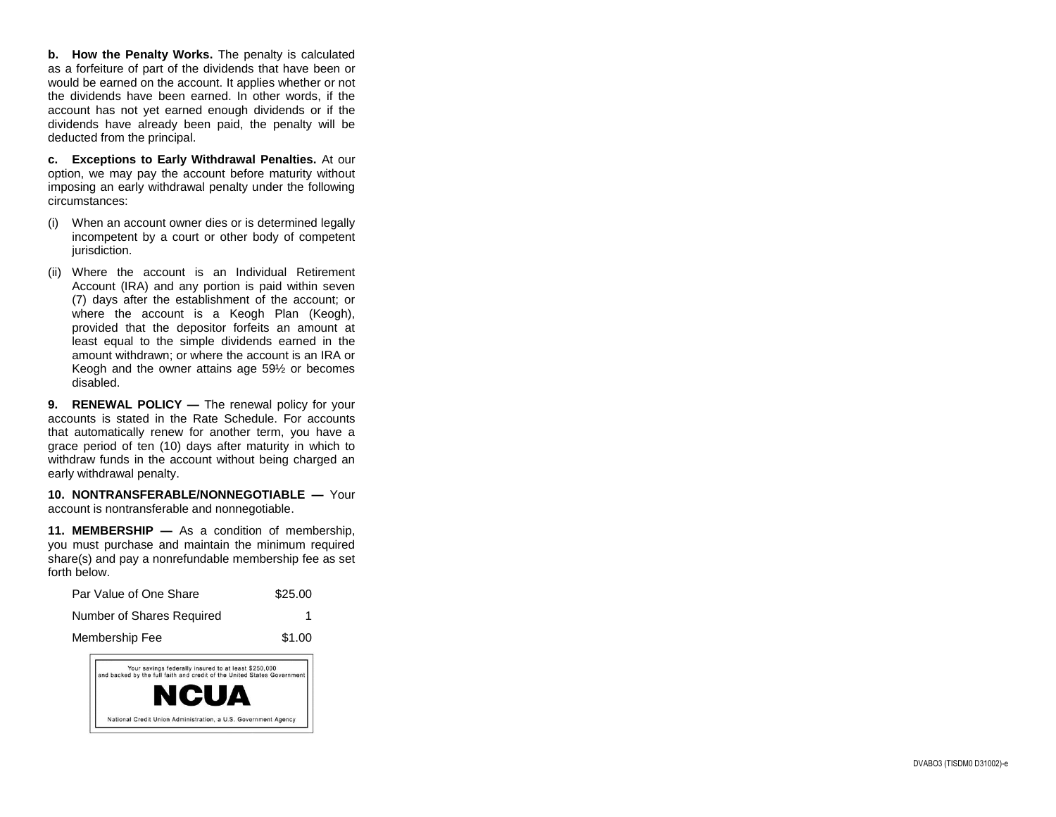**b. How the Penalty Works.** The penalty is calculated as a forfeiture of part of the dividends that have been or would be earned on the account. It applies whether or not the dividends have been earned. In other words, if the account has not yet earned enough dividends or if the dividends have already been paid, the penalty will be deducted from the principal.

**c. Exceptions to Early Withdrawal Penalties.** At our option, we may pay the account before maturity without imposing an early withdrawal penalty under the following circumstances:

(i) When an account owner dies or is determined legally incompetent by a court or other body of competent jurisdiction.

(ii) Where the account is an Individual Retirement Account (IRA) and any portion is paid within seven (7) days after the establishment of the account; or where the account is a Keogh Plan (Keogh), provided that the depositor forfeits an amount at least equal to the simple dividends earned in the amount withdrawn; or where the account is an IRA or Keogh and the owner attains age 59½ or becomes disabled.

**9. RENEWAL POLICY —** The renewal policy for your accounts is stated in the Rate Schedule. For accounts that automatically renew for another term, you have a grace period of ten (10) days after maturity in which to withdraw funds in the account without being charged an early withdrawal penalty.

**10. NONTRANSFERABLE/NONNEGOTIABLE —** Your account is nontransferable and nonnegotiable.

**11. MEMBERSHIP —** As a condition of membership, you must purchase and maintain the minimum required share(s) and pay a nonrefundable membership fee as set forth below.

| | |
|---|---|
| Par Value of One Share | $25.00 |
| Number of Shares Required | 1 |
| Membership Fee | $1.00 |

Your savings federally insured to at least $250,000 and backed by the full faith and credit of the United States Government

**NCUA**

National Credit Union Administration, a U.S. Government Agency

DVABO3 (TISDM0 D31002)-e